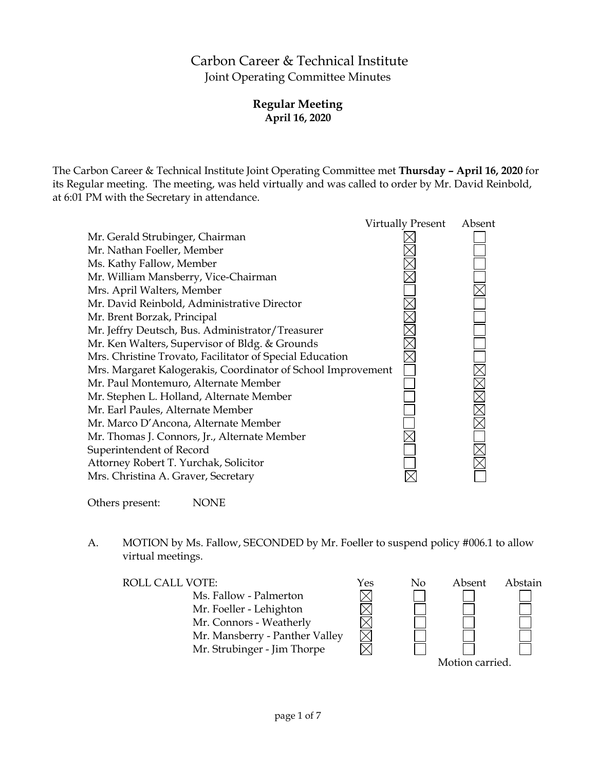# Carbon Career & Technical Institute

## Joint Operating Committee Minutes

### Regular Meeting
### April 16, 2020

The Carbon Career & Technical Institute Joint Operating Committee met **Thursday – April 16, 2020** for its Regular meeting. The meeting, was held virtually and was called to order by Mr. David Reinbold, at 6:01 PM with the Secretary in attendance.

| | Virtually Present | Absent |
|---|---|---|
| Mr. Gerald Strubinger, Chairman | ☒ | ☐ |
| Mr. Nathan Foeller, Member | ☒ | ☐ |
| Ms. Kathy Fallow, Member | ☒ | ☐ |
| Mr. William Mansberry, Vice-Chairman | ☒ | ☐ |
| Mrs. April Walters, Member | ☐ | ☒ |
| Mr. David Reinbold, Administrative Director | ☒ | ☐ |
| Mr. Brent Borzak, Principal | ☒ | ☐ |
| Mr. Jeffry Deutsch, Bus. Administrator/Treasurer | ☒ | ☐ |
| Mr. Ken Walters, Supervisor of Bldg. & Grounds | ☒ | ☐ |
| Mrs. Christine Trovato, Facilitator of Special Education | ☒ | ☐ |
| Mrs. Margaret Kalogerakis, Coordinator of School Improvement | ☐ | ☒ |
| Mr. Paul Montemuro, Alternate Member | ☐ | ☒ |
| Mr. Stephen L. Holland, Alternate Member | ☐ | ☒ |
| Mr. Earl Paules, Alternate Member | ☐ | ☒ |
| Mr. Marco D'Ancona, Alternate Member | ☐ | ☒ |
| Mr. Thomas J. Connors, Jr., Alternate Member | ☒ | ☐ |
| Superintendent of Record | ☐ | ☒ |
| Attorney Robert T. Yurchak, Solicitor | ☐ | ☒ |
| Mrs. Christina A. Graver, Secretary | ☒ | ☐ |

Others present: NONE

A. MOTION by Ms. Fallow, SECONDED by Mr. Foeller to suspend policy #006.1 to allow virtual meetings.

| ROLL CALL VOTE: | Yes | No | Absent | Abstain |
|---|---|---|---|---|
| Ms. Fallow - Palmerton | ☒ | ☐ | ☐ | ☐ |
| Mr. Foeller - Lehighton | ☒ | ☐ | ☐ | ☐ |
| Mr. Connors - Weatherly | ☒ | ☐ | ☐ | ☐ |
| Mr. Mansberry - Panther Valley | ☒ | ☐ | ☐ | ☐ |
| Mr. Strubinger - Jim Thorpe | ☒ | ☐ | ☐ | ☐ |

Motion carried.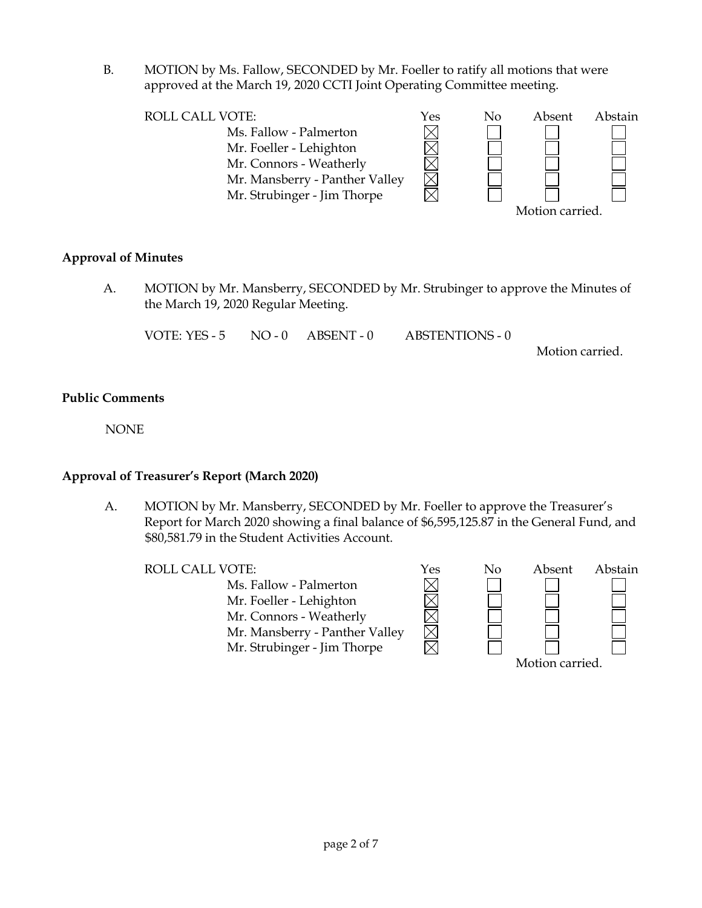B. MOTION by Ms. Fallow, SECONDED by Mr. Foeller to ratify all motions that were approved at the March 19, 2020 CCTI Joint Operating Committee meeting.

| ROLL CALL VOTE: | Yes | No | Absent | Abstain |
|---|---|---|---|---|
| Ms. Fallow - Palmerton | ☒ | ☐ | ☐ | ☐ |
| Mr. Foeller - Lehighton | ☒ | ☐ | ☐ | ☐ |
| Mr. Connors - Weatherly | ☒ | ☐ | ☐ | ☐ |
| Mr. Mansberry - Panther Valley | ☒ | ☐ | ☐ | ☐ |
| Mr. Strubinger - Jim Thorpe | ☒ | ☐ | ☐ | ☐ |

Motion carried.

## Approval of Minutes

A. MOTION by Mr. Mansberry, SECONDED by Mr. Strubinger to approve the Minutes of the March 19, 2020 Regular Meeting.

VOTE: YES - 5 NO - 0 ABSENT - 0 ABSTENTIONS - 0

Motion carried.

## Public Comments

NONE

## Approval of Treasurer's Report (March 2020)

A. MOTION by Mr. Mansberry, SECONDED by Mr. Foeller to approve the Treasurer's Report for March 2020 showing a final balance of $6,595,125.87 in the General Fund, and $80,581.79 in the Student Activities Account.

| ROLL CALL VOTE: | Yes | No | Absent | Abstain |
|---|---|---|---|---|
| Ms. Fallow - Palmerton | ☒ | ☐ | ☐ | ☐ |
| Mr. Foeller - Lehighton | ☒ | ☐ | ☐ | ☐ |
| Mr. Connors - Weatherly | ☒ | ☐ | ☐ | ☐ |
| Mr. Mansberry - Panther Valley | ☒ | ☐ | ☐ | ☐ |
| Mr. Strubinger - Jim Thorpe | ☒ | ☐ | ☐ | ☐ |

Motion carried.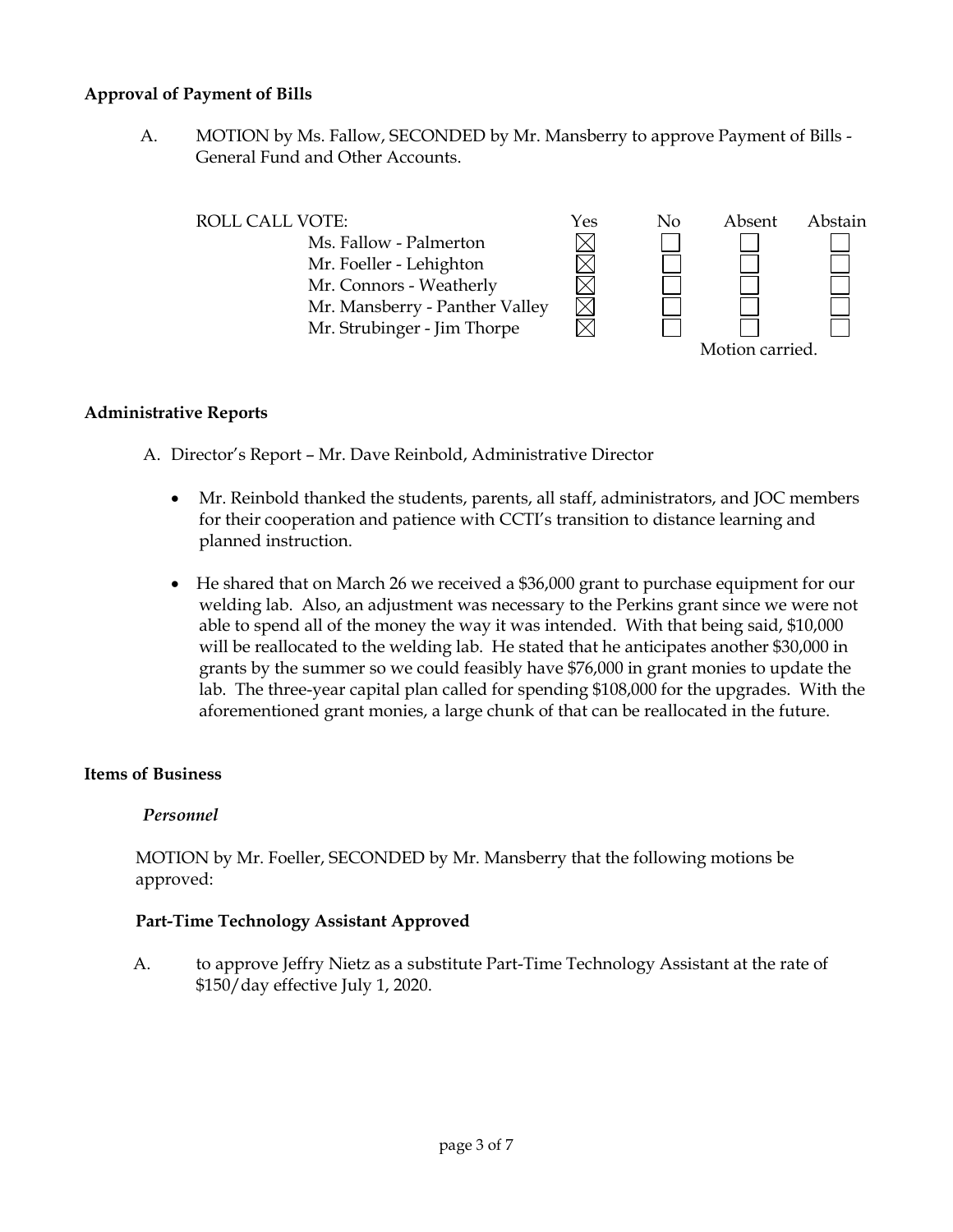**Approval of Payment of Bills**

A. MOTION by Ms. Fallow, SECONDED by Mr. Mansberry to approve Payment of Bills - General Fund and Other Accounts.

| ROLL CALL VOTE: | Yes | No | Absent | Abstain |
|---|---|---|---|---|
| Ms. Fallow - Palmerton | ☒ | ☐ | ☐ | ☐ |
| Mr. Foeller - Lehighton | ☒ | ☐ | ☐ | ☐ |
| Mr. Connors - Weatherly | ☒ | ☐ | ☐ | ☐ |
| Mr. Mansberry - Panther Valley | ☒ | ☐ | ☐ | ☐ |
| Mr. Strubinger - Jim Thorpe | ☒ | ☐ | ☐ | ☐ |

Motion carried.

**Administrative Reports**

A. Director's Report – Mr. Dave Reinbold, Administrative Director

- Mr. Reinbold thanked the students, parents, all staff, administrators, and JOC members for their cooperation and patience with CCTI's transition to distance learning and planned instruction.
- He shared that on March 26 we received a $36,000 grant to purchase equipment for our welding lab. Also, an adjustment was necessary to the Perkins grant since we were not able to spend all of the money the way it was intended. With that being said, $10,000 will be reallocated to the welding lab. He stated that he anticipates another $30,000 in grants by the summer so we could feasibly have $76,000 in grant monies to update the lab. The three-year capital plan called for spending $108,000 for the upgrades. With the aforementioned grant monies, a large chunk of that can be reallocated in the future.

**Items of Business**

*Personnel*

MOTION by Mr. Foeller, SECONDED by Mr. Mansberry that the following motions be approved:

**Part-Time Technology Assistant Approved**

A. to approve Jeffry Nietz as a substitute Part-Time Technology Assistant at the rate of $150/day effective July 1, 2020.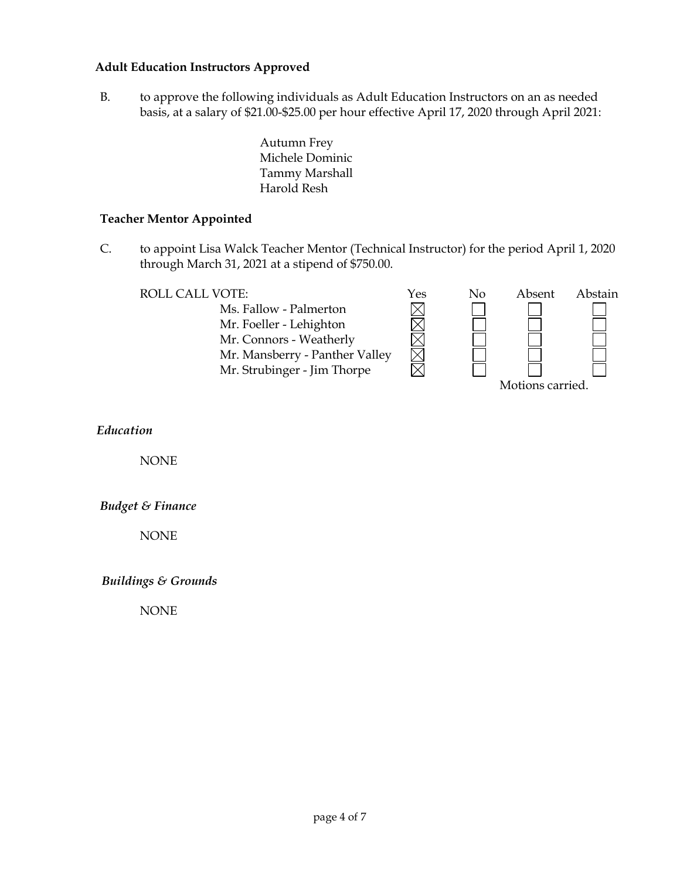**Adult Education Instructors Approved**

B. to approve the following individuals as Adult Education Instructors on an as needed basis, at a salary of $21.00-$25.00 per hour effective April 17, 2020 through April 2021:

Autumn Frey
Michele Dominic
Tammy Marshall
Harold Resh

**Teacher Mentor Appointed**

C. to appoint Lisa Walck Teacher Mentor (Technical Instructor) for the period April 1, 2020 through March 31, 2021 at a stipend of $750.00.

| ROLL CALL VOTE: | Yes | No | Absent | Abstain |
|---|---|---|---|---|
| Ms. Fallow - Palmerton | ☒ | ☐ | ☐ | ☐ |
| Mr. Foeller - Lehighton | ☒ | ☐ | ☐ | ☐ |
| Mr. Connors - Weatherly | ☒ | ☐ | ☐ | ☐ |
| Mr. Mansberry - Panther Valley | ☒ | ☐ | ☐ | ☐ |
| Mr. Strubinger - Jim Thorpe | ☒ | ☐ | ☐ | ☐ |

Motions carried.

*Education*

NONE

*Budget & Finance*

NONE

*Buildings & Grounds*

NONE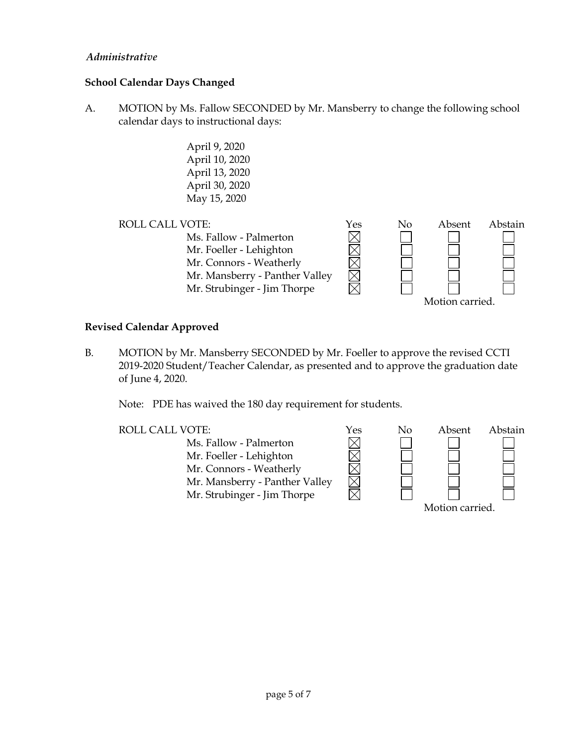*Administrative*

**School Calendar Days Changed**

A. MOTION by Ms. Fallow SECONDED by Mr. Mansberry to change the following school calendar days to instructional days:

April 9, 2020
April 10, 2020
April 13, 2020
April 30, 2020
May 15, 2020

ROLL CALL VOTE:

| | Yes | No | Absent | Abstain |
|---|---|---|---|---|
| Ms. Fallow - Palmerton | ☒ | ☐ | ☐ | ☐ |
| Mr. Foeller - Lehighton | ☒ | ☐ | ☐ | ☐ |
| Mr. Connors - Weatherly | ☒ | ☐ | ☐ | ☐ |
| Mr. Mansberry - Panther Valley | ☒ | ☐ | ☐ | ☐ |
| Mr. Strubinger - Jim Thorpe | ☒ | ☐ | ☐ | ☐ |

Motion carried.

**Revised Calendar Approved**

B. MOTION by Mr. Mansberry SECONDED by Mr. Foeller to approve the revised CCTI 2019-2020 Student/Teacher Calendar, as presented and to approve the graduation date of June 4, 2020.

Note: PDE has waived the 180 day requirement for students.

ROLL CALL VOTE:

| | Yes | No | Absent | Abstain |
|---|---|---|---|---|
| Ms. Fallow - Palmerton | ☒ | ☐ | ☐ | ☐ |
| Mr. Foeller - Lehighton | ☒ | ☐ | ☐ | ☐ |
| Mr. Connors - Weatherly | ☒ | ☐ | ☐ | ☐ |
| Mr. Mansberry - Panther Valley | ☒ | ☐ | ☐ | ☐ |
| Mr. Strubinger - Jim Thorpe | ☒ | ☐ | ☐ | ☐ |

Motion carried.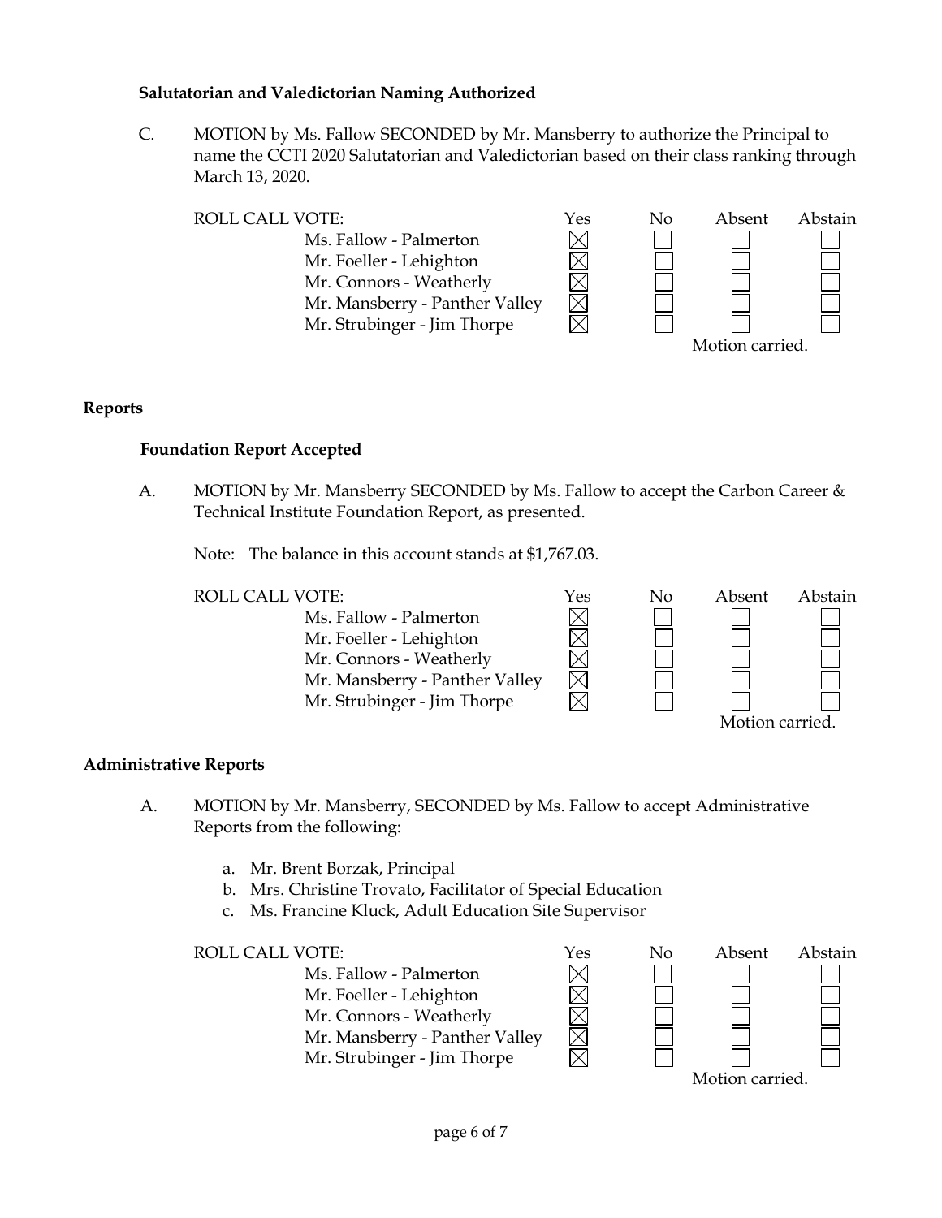### Salutatorian and Valedictorian Naming Authorized

C. MOTION by Ms. Fallow SECONDED by Mr. Mansberry to authorize the Principal to name the CCTI 2020 Salutatorian and Valedictorian based on their class ranking through March 13, 2020.

| ROLL CALL VOTE: | Yes | No | Absent | Abstain |
|---|---|---|---|---|
| Ms. Fallow - Palmerton | ☒ | ☐ | ☐ | ☐ |
| Mr. Foeller - Lehighton | ☒ | ☐ | ☐ | ☐ |
| Mr. Connors - Weatherly | ☒ | ☐ | ☐ | ☐ |
| Mr. Mansberry - Panther Valley | ☒ | ☐ | ☐ | ☐ |
| Mr. Strubinger - Jim Thorpe | ☒ | ☐ | ☐ | ☐ |

Motion carried.

## Reports

### Foundation Report Accepted

A. MOTION by Mr. Mansberry SECONDED by Ms. Fallow to accept the Carbon Career & Technical Institute Foundation Report, as presented.

Note: The balance in this account stands at $1,767.03.

| ROLL CALL VOTE: | Yes | No | Absent | Abstain |
|---|---|---|---|---|
| Ms. Fallow - Palmerton | ☒ | ☐ | ☐ | ☐ |
| Mr. Foeller - Lehighton | ☒ | ☐ | ☐ | ☐ |
| Mr. Connors - Weatherly | ☒ | ☐ | ☐ | ☐ |
| Mr. Mansberry - Panther Valley | ☒ | ☐ | ☐ | ☐ |
| Mr. Strubinger - Jim Thorpe | ☒ | ☐ | ☐ | ☐ |

Motion carried.

## Administrative Reports

A. MOTION by Mr. Mansberry, SECONDED by Ms. Fallow to accept Administrative Reports from the following:

a. Mr. Brent Borzak, Principal
b. Mrs. Christine Trovato, Facilitator of Special Education
c. Ms. Francine Kluck, Adult Education Site Supervisor

| ROLL CALL VOTE: | Yes | No | Absent | Abstain |
|---|---|---|---|---|
| Ms. Fallow - Palmerton | ☒ | ☐ | ☐ | ☐ |
| Mr. Foeller - Lehighton | ☒ | ☐ | ☐ | ☐ |
| Mr. Connors - Weatherly | ☒ | ☐ | ☐ | ☐ |
| Mr. Mansberry - Panther Valley | ☒ | ☐ | ☐ | ☐ |
| Mr. Strubinger - Jim Thorpe | ☒ | ☐ | ☐ | ☐ |

Motion carried.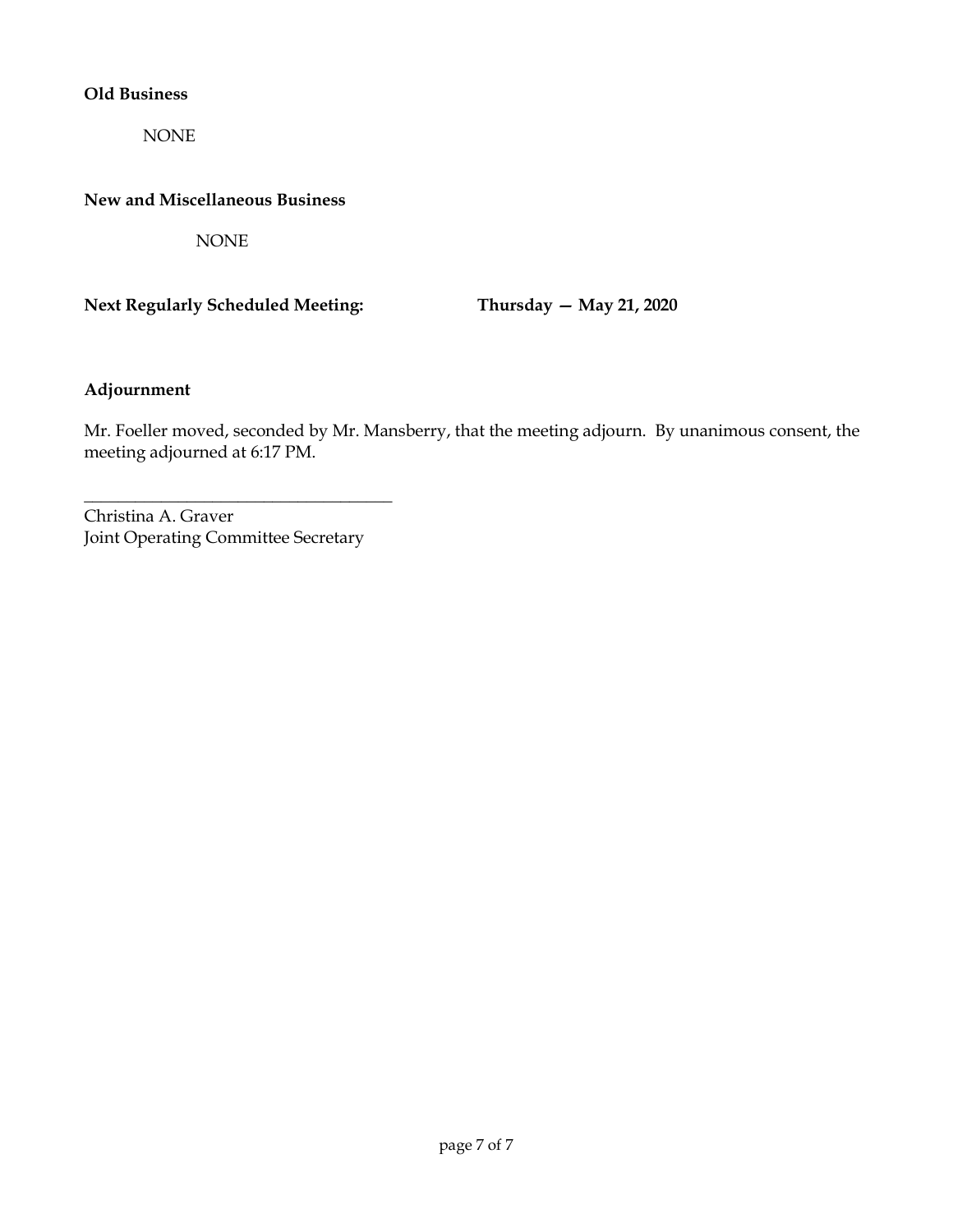**Old Business**

NONE

**New and Miscellaneous Business**

NONE

**Next Regularly Scheduled Meeting:** **Thursday — May 21, 2020**

**Adjournment**

Mr. Foeller moved, seconded by Mr. Mansberry, that the meeting adjourn. By unanimous consent, the meeting adjourned at 6:17 PM.

\_\_\_\_\_\_\_\_\_\_\_\_\_\_\_\_\_\_\_\_\_\_\_\_\_\_\_\_\_\_\_\_\_\_\_\_\_

Christina A. Graver
Joint Operating Committee Secretary